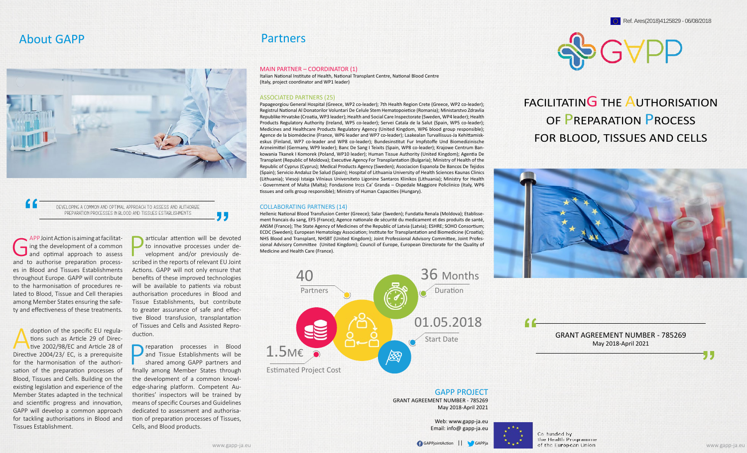Ref. Ares(2018)4125829 - 06/08/2018

## About GAPP

> DEVELOPING A COMMON AND OPTIMAL APPROACH TO ASSESS AND AUTHORIZE PREPARATION PROCESSES IN BLOOD AND TISSUES ESTABLISHMENTS

GAPP Joint Action is aiming at facilitating the development of a common and optimal approach to assess and to authorise preparation processes in Blood and Tissues Establishments throughout Europe. GAPP will contribute to the harmonisation of procedures related to Blood, Tissue and Cell therapies among Member States ensuring the safety and effectiveness of these treatments.

Adoption of the specific EU regulations such as Article 29 of Directive 2002/98/EC and Article 28 of Directive 2004/23/ EC, is a prerequisite for the harmonisation of the authorisation of the preparation processes of Blood, Tissues and Cells. Building on the existing legislation and experience of the Member States adapted in the technical and scientific progress and innovation, GAPP will develop a common approach for tackling authorisations in Blood and Tissues Establishment.

Particular attention will be devoted to innovative processes under development and/or previously described in the reports of relevant EU Joint Actions. GAPP will not only ensure that benefits of these improved technologies will be available to patients via robust authorisation procedures in Blood and Tissue Establishments, but contribute to greater assurance of safe and effective Blood transfusion, transplantation of Tissues and Cells and Assisted Reproduction.

Preparation processes in Blood and Tissue Establishments will be shared among GAPP partners and finally among Member States through the development of a common knowledge-sharing platform. Competent Authorities' inspectors will be trained by means of specific Courses and Guidelines dedicated to assessment and authorisation of preparation processes of Tissues, Cells, and Blood products.

## Partners

**MAIN PARTNER – COORDINATOR (1)**

Italian National Institute of Health, National Transplant Centre, National Blood Centre (Italy, project coordinator and WP1 leader)

**ASSOCIATED PARTNERS (25)**

Papageorgiou General Hospital (Greece, WP2 co-leader); 7th Health Region Crete (Greece, WP2 co-leader); Registrul National Al Donatorilor Voluntari De Celule Stem Hematopoietice (Romania); Ministarstvo Zdravlja Republike Hrvatske (Croatia, WP3 leader); Health and Social Care Inspectorate (Sweden, WP4 leader); Health Products Regulatory Authority (Ireland, WP5 co-leader); Servei Catala de la Salut (Spain, WP5 co-leader); Medicines and Healthcare Products Regulatory Agency (United Kingdom, WP6 blood group responsible); Agence de la biomédecine (France, WP6 leader and WP7 co-leader); Laakealan Turvallisuus-Ja Kehittamiskeskus (Finland, WP7 co-leader and WP8 co-leader); Bundesinstitut Fur Impfstoffe Und Biomedizinische Arzneimittel (Germany, WP9 leader); Banc De Sang I Teixits (Spain, WP8 co-leader); Krajowe Centrum Bankowania Tkanek I Komorek (Poland, WP10 leader); Human Tissue Authority (United Kingdom); Agentia De Transplant (Republic of Moldova); Executive Agency For Transplantation (Bulgaria); Ministry of Health of the Republic of Cyprus (Cyprus); Medical Products Agency (Sweden); Asociacion Espanola De Bancos De Tejidos (Spain); Servicio Andaluz De Salud (Spain); Hospital of Lithuania University of Health Sciences Kaunas Clinics (Lithuania); Viesoji Istaiga Vilniaus Universiteto Ligonine Santaros Klinikos (Lithuania); Ministry for Health - Government of Malta (Malta); Fondazione Irccs Ca' Granda – Ospedale Maggiore Policlinico (Italy, WP6 tissues and cells group responsible); Ministry of Human Capacities (Hungary).

**COLLABORATING PARTNERS (14)**

Hellenic National Blood Transfusion Center (Greece); Salar (Sweden); Fundatia Renala (Moldova); Etablissement francais du sang, EFS (France); Agence nationale de sécurité du medicament et des produits de santé, ANSM (France); The State Agency of Medicines of the Republic of Latvia (Latvia); ESHRE; SOHO Consortium; ECDC (Sweden); European Hematology Association; Institute for Transplantation and Biomedicine (Croatia); NHS Blood and Transplant, NHSBT (United Kingdom); Joint Professional Advisory Committee, Joint Professional Advisory Committee (United Kingdom); Council of Europe, European Directorate for the Quality of Medicine and Health Care (France).

- 40 Partners
- 36 Months Duration
- 01.05.2018 Start Date
- 1.5M€ Estimated Project Cost

**GAPP PROJECT**

GRANT AGREEMENT NUMBER - 785269
May 2018-April 2021

Web: www.gapp-ja.eu
Email: info@ gapp-ja.eu

GAPPjointAction || GAPPja

www.gapp-ja.eu

# GAPP

## FACILITATING THE AUTHORISATION OF PREPARATION PROCESS FOR BLOOD, TISSUES AND CELLS

> GRANT AGREEMENT NUMBER - 785269
> May 2018-April 2021

Co-funded by the Health Programme of the European Union

www.gapp-ja.eu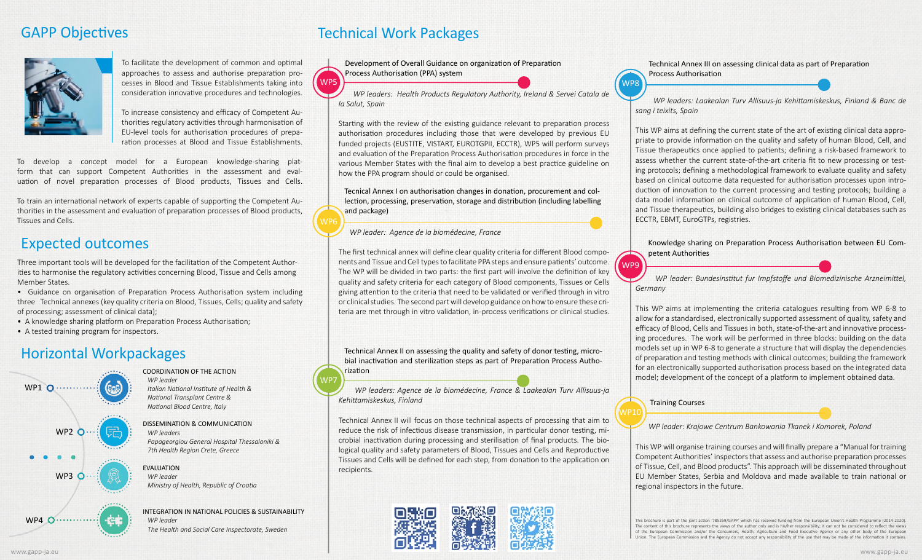## GAPP Objectives

To facilitate the development of common and optimal approaches to assess and authorise preparation processes in Blood and Tissue Establishments taking into consideration innovative procedures and technologies.

To increase consistency and efficacy of Competent Authorities regulatory activities through harmonisation of EU-level tools for authorisation procedures of preparation processes at Blood and Tissue Establishments.

To develop a concept model for a European knowledge-sharing platform that can support Competent Authorities in the assessment and evaluation of novel preparation processes of Blood products, Tissues and Cells.

To train an international network of experts capable of supporting the Competent Authorities in the assessment and evaluation of preparation processes of Blood products, Tissues and Cells.

## Expected outcomes

Three important tools will be developed for the facilitation of the Competent Authorities to harmonise the regulatory activities concerning Blood, Tissue and Cells among Member States.

- Guidance on organisation of Preparation Process Authorisation system including three Technical annexes (key quality criteria on Blood, Tissues, Cells; quality and safety of processing; assessment of clinical data);
- A knowledge sharing platform on Preparation Process Authorisation;
- A tested training program for inspectors.

## Horizontal Workpackages

**WP1** — COORDINATION OF THE ACTION

*WP leader*
*Italian National Institute of Health & National Transplant Centre & National Blood Centre, Italy*

**WP2** — DISSEMINATION & COMMUNICATION

*WP leaders*
*Papageorgiou General Hospital Thessaloniki & 7th Health Region Crete, Greece*

**WP3** — EVALUATION

*WP leader*
*Ministry of Health, Republic of Croatia*

**WP4** — INTEGRATION IN NATIONAL POLICIES & SUSTAINABILITY

*WP leader*
*The Health and Social Care Inspectorate, Sweden*

## Technical Work Packages

### WP5 — Development of Overall Guidance on organization of Preparation Process Authorisation (PPA) system

*WP leaders: Health Products Regulatory Authority, Ireland & Servei Catala de la Salut, Spain*

Starting with the review of the existing guidance relevant to preparation process authorisation procedures including those that were developed by previous EU funded projects (EUSTITE, VISTART, EUROTGPII, ECCTR), WP5 will perform surveys and evaluation of the Preparation Process Authorisation procedures in force in the various Member States with the final aim to develop a best practice guideline on how the PPA program should or could be organised.

### WP6 — Tecnical Annex I on authorisation changes in donation, procurement and collection, processing, preservation, storage and distribution (including labelling and package)

*WP leader: Agence de la biomédecine, France*

The first technical annex will define clear quality criteria for different Blood components and Tissue and Cell types to facilitate PPA steps and ensure patients' outcome. The WP will be divided in two parts: the first part will involve the definition of key quality and safety criteria for each category of Blood components, Tissues or Cells giving attention to the criteria that need to be validated or verified through in vitro or clinical studies. The second part will develop guidance on how to ensure these criteria are met through in vitro validation, in-process verifications or clinical studies.

### WP7 — Technical Annex II on assessing the quality and safety of donor testing, microbial inactivation and sterilization steps as part of Preparation Process Authorization

*WP leaders: Agence de la biomédecine, France & Laakealan Turv Allisuus-ja Kehittamiskeskus, Finland*

Technical Annex II will focus on those technical aspects of processing that aim to reduce the risk of infectious disease transmission, in particular donor testing, microbial inactivation during processing and sterilisation of final products. The biological quality and safety parameters of Blood, Tissues and Cells and Reproductive Tissues and Cells will be defined for each step, from donation to the application on recipients.

### WP8 — Technical Annex III on assessing clinical data as part of Preparation Process Authorisation

*WP leaders: Laakealan Turv Allisuus-ja Kehittamiskeskus, Finland & Banc de sang i teixits, Spain*

This WP aims at defining the current state of the art of existing clinical data appropriate to provide information on the quality and safety of human Blood, Cell, and Tissue therapeutics once applied to patients; defining a risk-based framework to assess whether the current state-of-the-art criteria fit to new processing and testing protocols; defining a methodological framework to evaluate quality and safety based on clinical outcome data requested for authorisation processes upon introduction of innovation to the current processing and testing protocols; building a data model information on clinical outcome of application of human Blood, Cell, and Tissue therapeutics, building also bridges to existing clinical databases such as ECCTR, EBMT, EuroGTPs, registries.

### WP9 — Knowledge sharing on Preparation Process Authorisation between EU Competent Authorities

*WP leader: Bundesinstitut fur Impfstoffe und Biomedizinische Arzneimittel, Germany*

This WP aims at implementing the criteria catalogues resulting from WP 6-8 to allow for a standardised, electronically supported assessment of quality, safety and efficacy of Blood, Cells and Tissues in both, state-of-the-art and innovative processing procedures. The work will be performed in three blocks: building on the data models set up in WP 6-8 to generate a structure that will display the dependencies of preparation and testing methods with clinical outcomes; building the framework for an electronically supported authorisation process based on the integrated data model; development of the concept of a platform to implement obtained data.

### WP10 — Training Courses

*WP leader: Krajowe Centrum Bankowania Tkanek i Komorek, Poland*

This WP will organise training courses and will finally prepare a "Manual for training Competent Authorities' inspectors that assess and authorise preparation processes of Tissue, Cell, and Blood products". This approach will be disseminated throughout EU Member States, Serbia and Moldova and made available to train national or regional inspectors in the future.

This brochure is part of the joint action '785269/GAPP' which has received funding from the European Union's Health Programme (2014-2020). The content of this brochure represents the views of the author only and is his/her responsibility; it can not be considered to reflect the views of the European Commission and/or the Consumers, Health, Agriculture and Food Executive Agency or any other body of the European Union. The European Commission and the Agency do not accept any responsibility of the use that may be made of the information it contains.

www.gapp-ja.eu